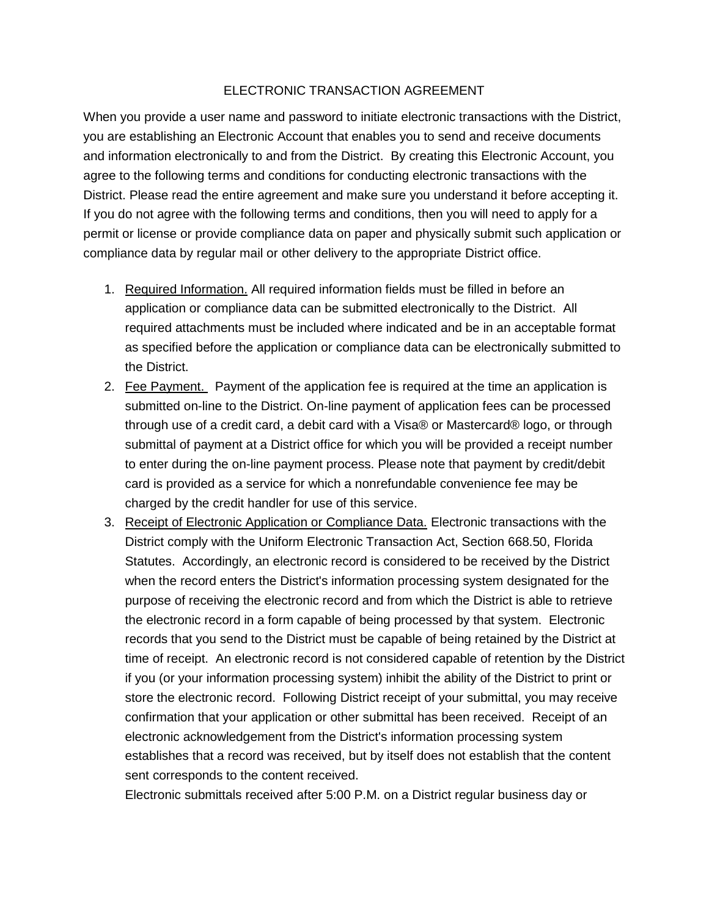# ELECTRONIC TRANSACTION AGREEMENT

When you provide a user name and password to initiate electronic transactions with the District, you are establishing an Electronic Account that enables you to send and receive documents and information electronically to and from the District. By creating this Electronic Account, you agree to the following terms and conditions for conducting electronic transactions with the District. Please read the entire agreement and make sure you understand it before accepting it. If you do not agree with the following terms and conditions, then you will need to apply for a permit or license or provide compliance data on paper and physically submit such application or compliance data by regular mail or other delivery to the appropriate District office.

1. Required Information. All required information fields must be filled in before an application or compliance data can be submitted electronically to the District. All required attachments must be included where indicated and be in an acceptable format as specified before the application or compliance data can be electronically submitted to the District.
2. Fee Payment. Payment of the application fee is required at the time an application is submitted on-line to the District. On-line payment of application fees can be processed through use of a credit card, a debit card with a Visa® or Mastercard® logo, or through submittal of payment at a District office for which you will be provided a receipt number to enter during the on-line payment process. Please note that payment by credit/debit card is provided as a service for which a nonrefundable convenience fee may be charged by the credit handler for use of this service.
3. Receipt of Electronic Application or Compliance Data. Electronic transactions with the District comply with the Uniform Electronic Transaction Act, Section 668.50, Florida Statutes. Accordingly, an electronic record is considered to be received by the District when the record enters the District's information processing system designated for the purpose of receiving the electronic record and from which the District is able to retrieve the electronic record in a form capable of being processed by that system. Electronic records that you send to the District must be capable of being retained by the District at time of receipt. An electronic record is not considered capable of retention by the District if you (or your information processing system) inhibit the ability of the District to print or store the electronic record. Following District receipt of your submittal, you may receive confirmation that your application or other submittal has been received. Receipt of an electronic acknowledgement from the District's information processing system establishes that a record was received, but by itself does not establish that the content sent corresponds to the content received.

   Electronic submittals received after 5:00 P.M. on a District regular business day or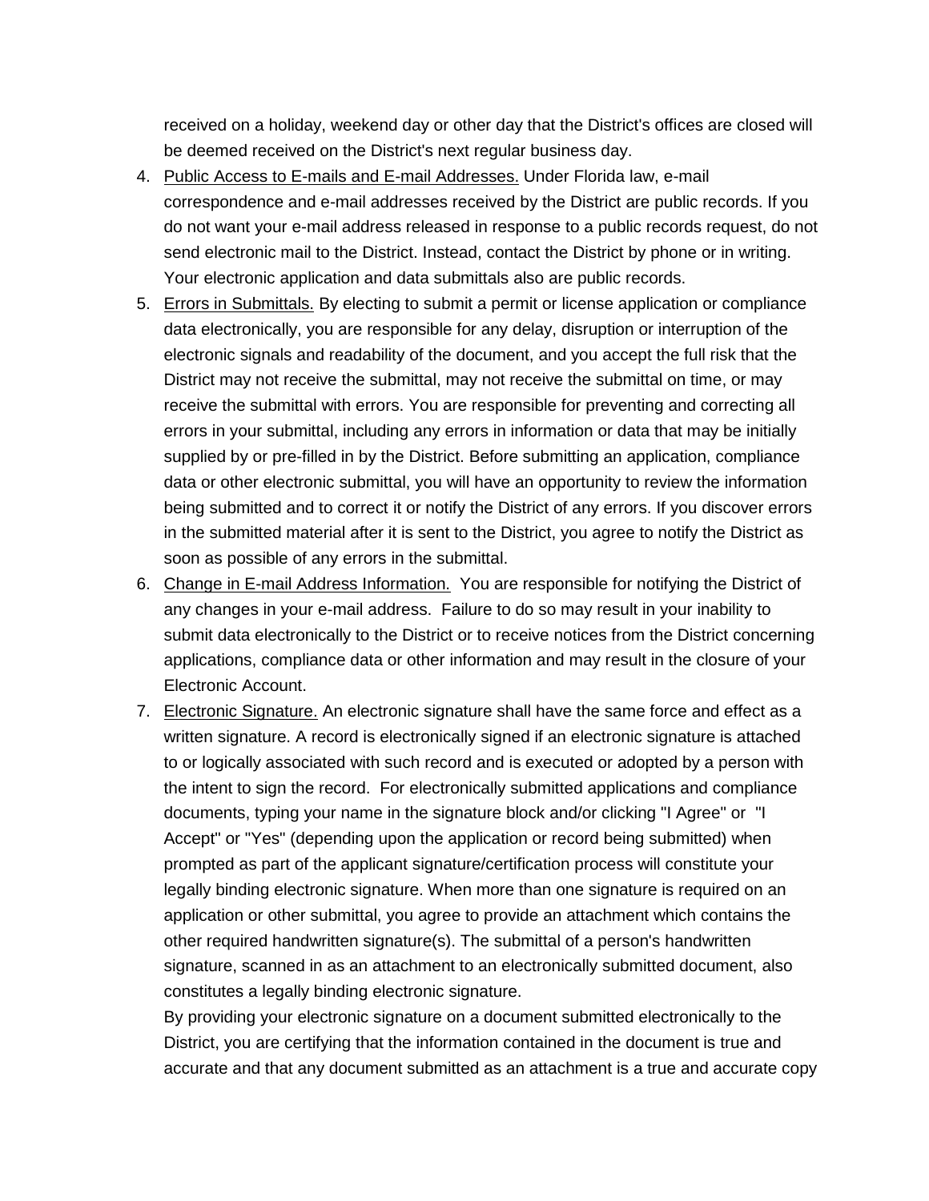received on a holiday, weekend day or other day that the District's offices are closed will be deemed received on the District's next regular business day.

4. Public Access to E-mails and E-mail Addresses. Under Florida law, e-mail correspondence and e-mail addresses received by the District are public records. If you do not want your e-mail address released in response to a public records request, do not send electronic mail to the District. Instead, contact the District by phone or in writing. Your electronic application and data submittals also are public records.
5. Errors in Submittals. By electing to submit a permit or license application or compliance data electronically, you are responsible for any delay, disruption or interruption of the electronic signals and readability of the document, and you accept the full risk that the District may not receive the submittal, may not receive the submittal on time, or may receive the submittal with errors. You are responsible for preventing and correcting all errors in your submittal, including any errors in information or data that may be initially supplied by or pre-filled in by the District. Before submitting an application, compliance data or other electronic submittal, you will have an opportunity to review the information being submitted and to correct it or notify the District of any errors. If you discover errors in the submitted material after it is sent to the District, you agree to notify the District as soon as possible of any errors in the submittal.
6. Change in E-mail Address Information. You are responsible for notifying the District of any changes in your e-mail address. Failure to do so may result in your inability to submit data electronically to the District or to receive notices from the District concerning applications, compliance data or other information and may result in the closure of your Electronic Account.
7. Electronic Signature. An electronic signature shall have the same force and effect as a written signature. A record is electronically signed if an electronic signature is attached to or logically associated with such record and is executed or adopted by a person with the intent to sign the record. For electronically submitted applications and compliance documents, typing your name in the signature block and/or clicking "I Agree" or "I Accept" or "Yes" (depending upon the application or record being submitted) when prompted as part of the applicant signature/certification process will constitute your legally binding electronic signature. When more than one signature is required on an application or other submittal, you agree to provide an attachment which contains the other required handwritten signature(s). The submittal of a person's handwritten signature, scanned in as an attachment to an electronically submitted document, also constitutes a legally binding electronic signature.

   By providing your electronic signature on a document submitted electronically to the District, you are certifying that the information contained in the document is true and accurate and that any document submitted as an attachment is a true and accurate copy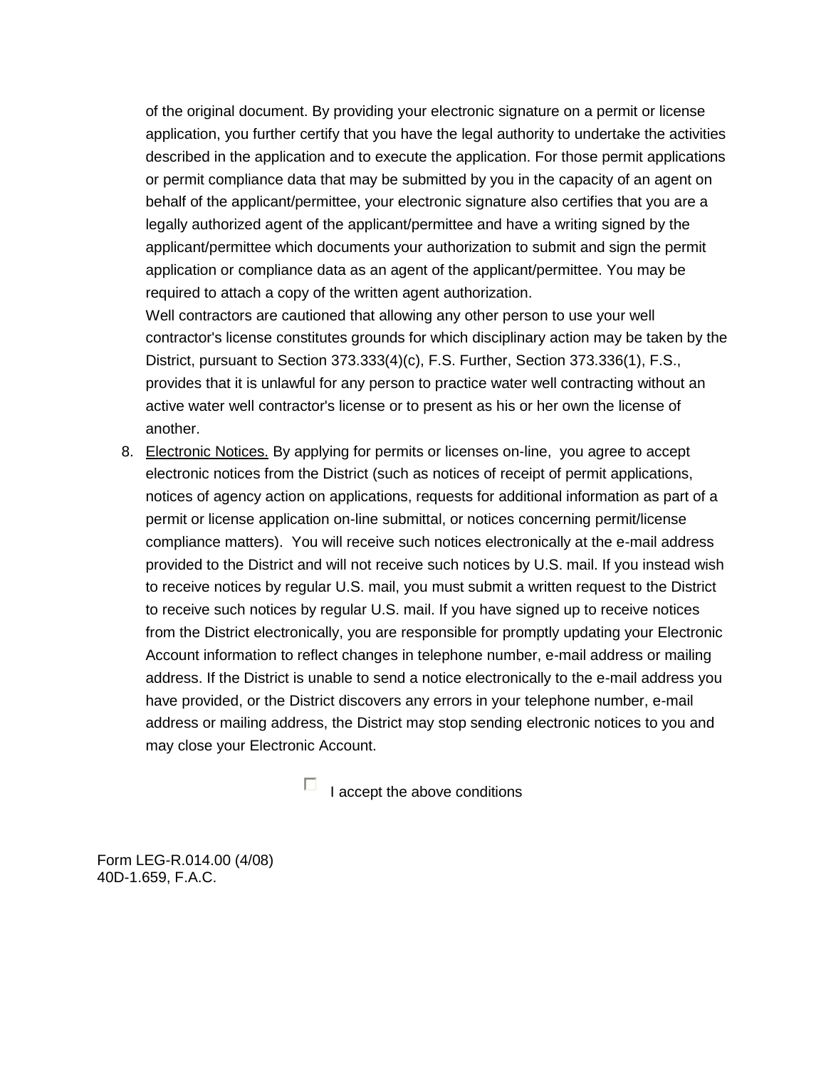of the original document. By providing your electronic signature on a permit or license application, you further certify that you have the legal authority to undertake the activities described in the application and to execute the application. For those permit applications or permit compliance data that may be submitted by you in the capacity of an agent on behalf of the applicant/permittee, your electronic signature also certifies that you are a legally authorized agent of the applicant/permittee and have a writing signed by the applicant/permittee which documents your authorization to submit and sign the permit application or compliance data as an agent of the applicant/permittee. You may be required to attach a copy of the written agent authorization.

Well contractors are cautioned that allowing any other person to use your well contractor's license constitutes grounds for which disciplinary action may be taken by the District, pursuant to Section 373.333(4)(c), F.S. Further, Section 373.336(1), F.S., provides that it is unlawful for any person to practice water well contracting without an active water well contractor's license or to present as his or her own the license of another.

8. Electronic Notices. By applying for permits or licenses on-line, you agree to accept electronic notices from the District (such as notices of receipt of permit applications, notices of agency action on applications, requests for additional information as part of a permit or license application on-line submittal, or notices concerning permit/license compliance matters). You will receive such notices electronically at the e-mail address provided to the District and will not receive such notices by U.S. mail. If you instead wish to receive notices by regular U.S. mail, you must submit a written request to the District to receive such notices by regular U.S. mail. If you have signed up to receive notices from the District electronically, you are responsible for promptly updating your Electronic Account information to reflect changes in telephone number, e-mail address or mailing address. If the District is unable to send a notice electronically to the e-mail address you have provided, or the District discovers any errors in your telephone number, e-mail address or mailing address, the District may stop sending electronic notices to you and may close your Electronic Account.

☐ I accept the above conditions

Form LEG-R.014.00 (4/08)
40D-1.659, F.A.C.